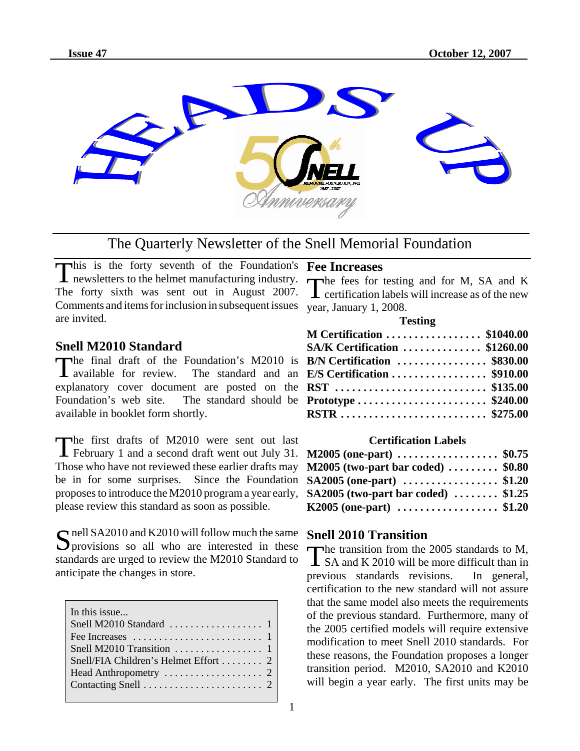# HEADS UP

## The Quarterly Newsletter of the Snell Memorial Foundation

This is the forty seventh of the Foundation's newsletters to the helmet manufacturing industry. The forty sixth was sent out in August 2007. Comments and items for inclusion in subsequent issues are invited.

### Snell M2010 Standard

The final draft of the Foundation's M2010 is available for review. The standard and an explanatory cover document are posted on the Foundation's web site. The standard should be available in booklet form shortly.

The first drafts of M2010 were sent out last February 1 and a second draft went out July 31. Those who have not reviewed these earlier drafts may be in for some surprises. Since the Foundation proposes to introduce the M2010 program a year early, please review this standard as soon as possible.

Snell SA2010 and K2010 will follow much the same provisions so all who are interested in these standards are urged to review the M2010 Standard to anticipate the changes in store.

| In this issue... | |
|---|---|
| Snell M2010 Standard | 1 |
| Fee Increases | 1 |
| Snell M2010 Transition | 1 |
| Snell/FIA Children's Helmet Effort | 2 |
| Head Anthropometry | 2 |
| Contacting Snell | 2 |

### Fee Increases

The fees for testing and for M, SA and K certification labels will increase as of the new year, January 1, 2008.

**Testing**

| | |
|---|---|
| **M Certification** | **$1040.00** |
| **SA/K Certification** | **$1260.00** |
| **B/N Certification** | **$830.00** |
| **E/S Certification** | **$910.00** |
| **RST** | **$135.00** |
| **Prototype** | **$240.00** |
| **RSTR** | **$275.00** |

**Certification Labels**

| | |
|---|---|
| **M2005 (one-part)** | **$0.75** |
| **M2005 (two-part bar coded)** | **$0.80** |
| **SA2005 (one-part)** | **$1.20** |
| **SA2005 (two-part bar coded)** | **$1.25** |
| **K2005 (one-part)** | **$1.20** |

### Snell 2010 Transition

The transition from the 2005 standards to M, SA and K 2010 will be more difficult than in previous standards revisions. In general, certification to the new standard will not assure that the same model also meets the requirements of the previous standard. Furthermore, many of the 2005 certified models will require extensive modification to meet Snell 2010 standards. For these reasons, the Foundation proposes a longer transition period. M2010, SA2010 and K2010 will begin a year early. The first units may be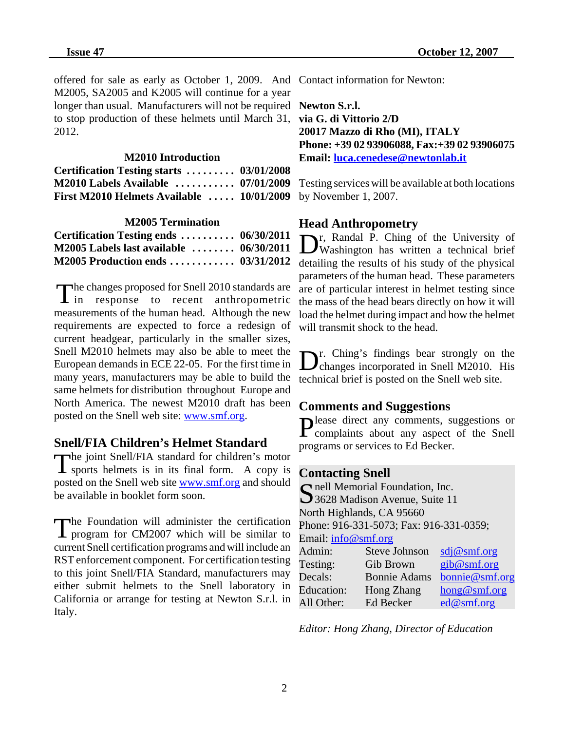offered for sale as early as October 1, 2009. And M2005, SA2005 and K2005 will continue for a year longer than usual. Manufacturers will not be required to stop production of these helmets until March 31, 2012.

**M2010 Introduction**

| | |
|---|---|
| **Certification Testing starts** | **03/01/2008** |
| **M2010 Labels Available** | **07/01/2009** |
| **First M2010 Helmets Available** | **10/01/2009** |

**M2005 Termination**

| | |
|---|---|
| **Certification Testing ends** | **06/30/2011** |
| **M2005 Labels last available** | **06/30/2011** |
| **M2005 Production ends** | **03/31/2012** |

The changes proposed for Snell 2010 standards are in response to recent anthropometric measurements of the human head. Although the new requirements are expected to force a redesign of current headgear, particularly in the smaller sizes, Snell M2010 helmets may also be able to meet the European demands in ECE 22-05. For the first time in many years, manufacturers may be able to build the same helmets for distribution throughout Europe and North America. The newest M2010 draft has been posted on the Snell web site: www.smf.org.

## Snell/FIA Children's Helmet Standard

The joint Snell/FIA standard for children's motor sports helmets is in its final form. A copy is posted on the Snell web site www.smf.org and should be available in booklet form soon.

The Foundation will administer the certification program for CM2007 which will be similar to current Snell certification programs and will include an RST enforcement component. For certification testing to this joint Snell/FIA Standard, manufacturers may either submit helmets to the Snell laboratory in California or arrange for testing at Newton S.r.l. in Italy.

Contact information for Newton:

**Newton S.r.l.**
**via G. di Vittorio 2/D**
**20017 Mazzo di Rho (MI), ITALY**
**Phone: +39 02 93906088, Fax:+39 02 93906075**
**Email: luca.cenedese@newtonlab.it**

Testing services will be available at both locations by November 1, 2007.

## Head Anthropometry

Dr, Randal P. Ching of the University of Washington has written a technical brief detailing the results of his study of the physical parameters of the human head. These parameters are of particular interest in helmet testing since the mass of the head bears directly on how it will load the helmet during impact and how the helmet will transmit shock to the head.

Dr. Ching's findings bear strongly on the changes incorporated in Snell M2010. His technical brief is posted on the Snell web site.

## Comments and Suggestions

Please direct any comments, suggestions or complaints about any aspect of the Snell programs or services to Ed Becker.

## Contacting Snell

Snell Memorial Foundation, Inc.
3628 Madison Avenue, Suite 11
North Highlands, CA 95660
Phone: 916-331-5073; Fax: 916-331-0359;
Email: info@smf.org

| | | |
|---|---|---|
| Admin: | Steve Johnson | sdj@smf.org |
| Testing: | Gib Brown | gib@smf.org |
| Decals: | Bonnie Adams | bonnie@smf.org |
| Education: | Hong Zhang | hong@smf.org |
| All Other: | Ed Becker | ed@smf.org |

*Editor: Hong Zhang, Director of Education*